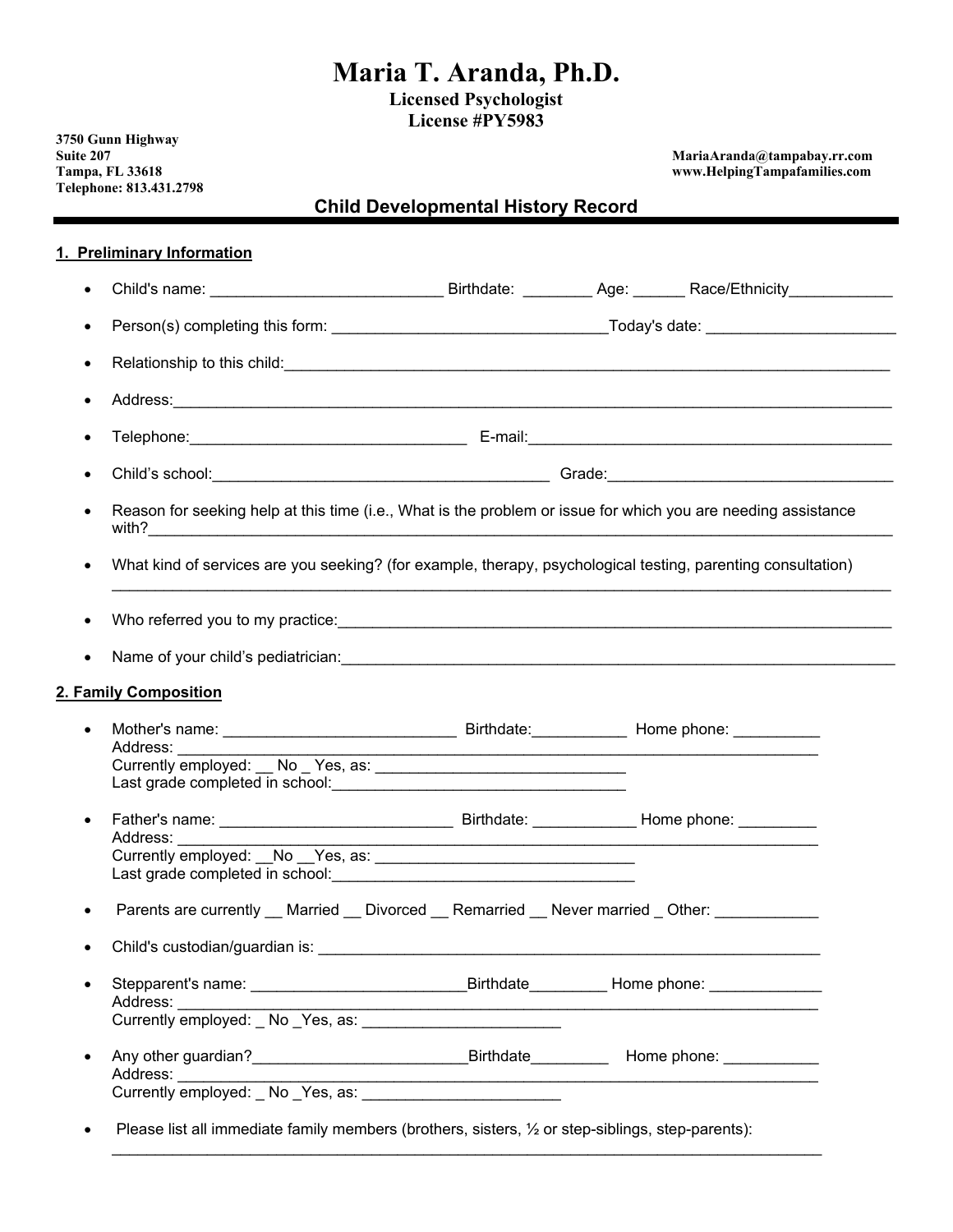# Maria T. Aranda, Ph.D.

**Licensed Psychologist**
**License #PY5983**

**3750 Gunn Highway**
**Suite 207**
**Tampa, FL 33618**
**Telephone: 813.431.2798**

**MariaAranda@tampabay.rr.com**
**www.HelpingTampafamilies.com**

## Child Developmental History Record

### 1. Preliminary Information

- Child's name: ___________________________ Birthdate: ________ Age: ______ Race/Ethnicity____________
- Person(s) completing this form: ________________________________Today's date: ______________________
- Relationship to this child:___________________________________________________________________________
- Address:_______________________________________________________________________________________
- Telephone:________________________________ E-mail:_____________________________________________
- Child's school:________________________________________ Grade:_________________________________
- Reason for seeking help at this time (i.e., What is the problem or issue for which you are needing assistance with?_________________________________________________________________________________________
- What kind of services are you seeking? (for example, therapy, psychological testing, parenting consultation) _________________________________________________________________________________________
- Who referred you to my practice:_______________________________________________________________
- Name of your child's pediatrician:_______________________________________________________________

### 2. Family Composition

- Mother's name: ___________________________ Birthdate:___________ Home phone: __________
  Address: _______________________________________________________________________________
  Currently employed: __ No _ Yes, as: _____________________________
  Last grade completed in school:___________________________________
- Father's name: ___________________________ Birthdate: ____________ Home phone: _________
  Address: _______________________________________________________________________________
  Currently employed: __No __Yes, as: ______________________________
  Last grade completed in school:___________________________________
- Parents are currently __ Married __ Divorced __ Remarried __ Never married _ Other: ____________
- Child's custodian/guardian is: ___________________________________________________________
- Stepparent's name: _________________________Birthdate_________ Home phone: _____________
  Address: _______________________________________________________________________________
  Currently employed: _ No _Yes, as: _______________________
- Any other guardian?_________________________Birthdate_________ Home phone: ___________
  Address: _______________________________________________________________________________
  Currently employed: _ No _Yes, as: _______________________
- Please list all immediate family members (brothers, sisters, ½ or step-siblings, step-parents):
  _________________________________________________________________________________________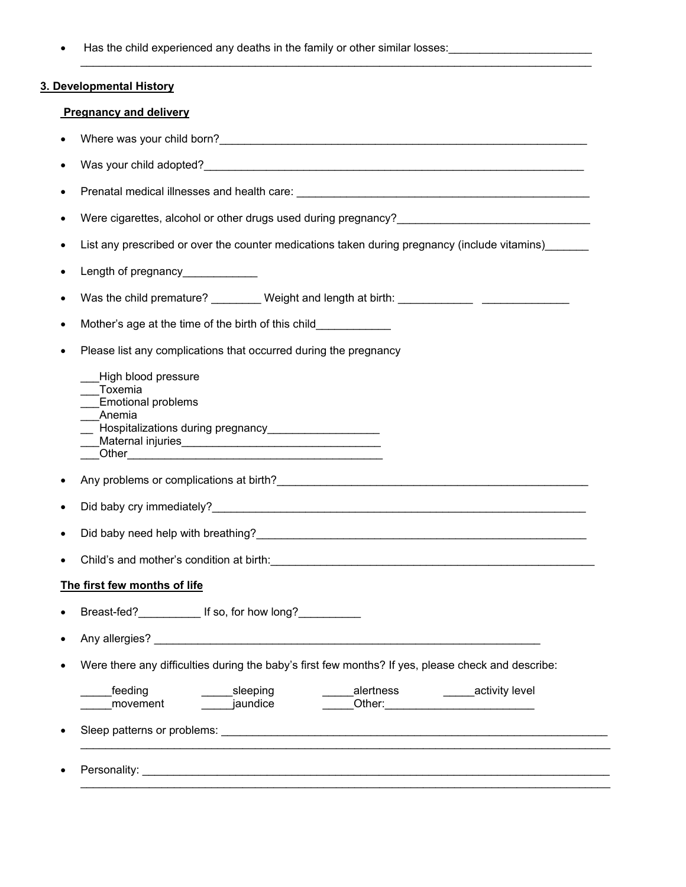- Has the child experienced any deaths in the family or other similar losses:_______________________
  ________________________________________________________________________________________

## 3. Developmental History

### Pregnancy and delivery

- Where was your child born?_____________________________________________________________
- Was your child adopted?_______________________________________________________________
- Prenatal medical illnesses and health care: _________________________________________________
- Were cigarettes, alcohol or other drugs used during pregnancy?_______________________________
- List any prescribed or over the counter medications taken during pregnancy (include vitamins)_______
- Length of pregnancy____________
- Was the child premature? ________ Weight and length at birth: ____________ ______________
- Mother's age at the time of the birth of this child____________
- Please list any complications that occurred during the pregnancy

  ___High blood pressure
  ___Toxemia
  ___Emotional problems
  ___Anemia
  __ Hospitalizations during pregnancy__________________
  ___Maternal injuries________________________________
  ___Other__________________________________________

- Any problems or complications at birth?____________________________________________________
- Did baby cry immediately?_______________________________________________________________
- Did baby need help with breathing?_______________________________________________________
- Child's and mother's condition at birth:____________________________________________________

### The first few months of life

- Breast-fed?__________ If so, for how long?__________
- Any allergies? _________________________________________________________________
- Were there any difficulties during the baby's first few months? If yes, please check and describe:

  _____feeding _____sleeping _____alertness _____activity level
  _____movement _____jaundice _____Other:________________________

- Sleep patterns or problems: ____________________________________________________________
  ________________________________________________________________________________________
- Personality: _________________________________________________________________________
  ________________________________________________________________________________________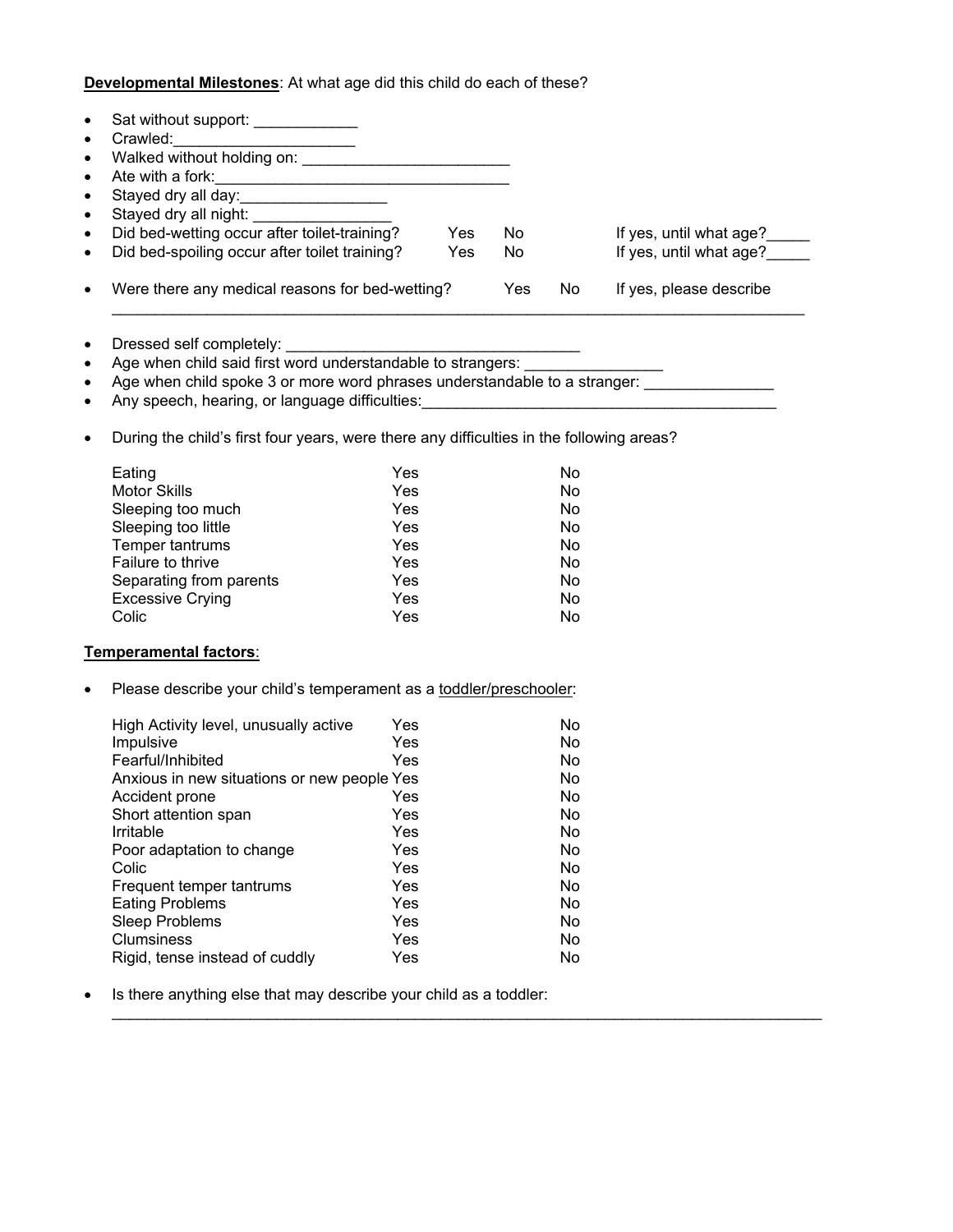**Developmental Milestones**: At what age did this child do each of these?

- Sat without support: ____________
- Crawled:_____________________
- Walked without holding on: ________________________
- Ate with a fork:__________________________________
- Stayed dry all day:_________________
- Stayed dry all night: ________________
- Did bed-wetting occur after toilet-training? Yes No If yes, until what age?_____
- Did bed-spoiling occur after toilet training? Yes No If yes, until what age?_____
- Were there any medical reasons for bed-wetting? Yes No If yes, please describe
  _____________________________________________________________________________________

- Dressed self completely: __________________________________
- Age when child said first word understandable to strangers: ________________
- Age when child spoke 3 or more word phrases understandable to a stranger: _______________
- Any speech, hearing, or language difficulties:__________________________________________

- During the child's first four years, were there any difficulties in the following areas?

| | | |
|---|---|---|
| Eating | Yes | No |
| Motor Skills | Yes | No |
| Sleeping too much | Yes | No |
| Sleeping too little | Yes | No |
| Temper tantrums | Yes | No |
| Failure to thrive | Yes | No |
| Separating from parents | Yes | No |
| Excessive Crying | Yes | No |
| Colic | Yes | No |

**Temperamental factors**:

- Please describe your child's temperament as a toddler/preschooler:

| | | |
|---|---|---|
| High Activity level, unusually active | Yes | No |
| Impulsive | Yes | No |
| Fearful/Inhibited | Yes | No |
| Anxious in new situations or new people | Yes | No |
| Accident prone | Yes | No |
| Short attention span | Yes | No |
| Irritable | Yes | No |
| Poor adaptation to change | Yes | No |
| Colic | Yes | No |
| Frequent temper tantrums | Yes | No |
| Eating Problems | Yes | No |
| Sleep Problems | Yes | No |
| Clumsiness | Yes | No |
| Rigid, tense instead of cuddly | Yes | No |

- Is there anything else that may describe your child as a toddler:
  _____________________________________________________________________________________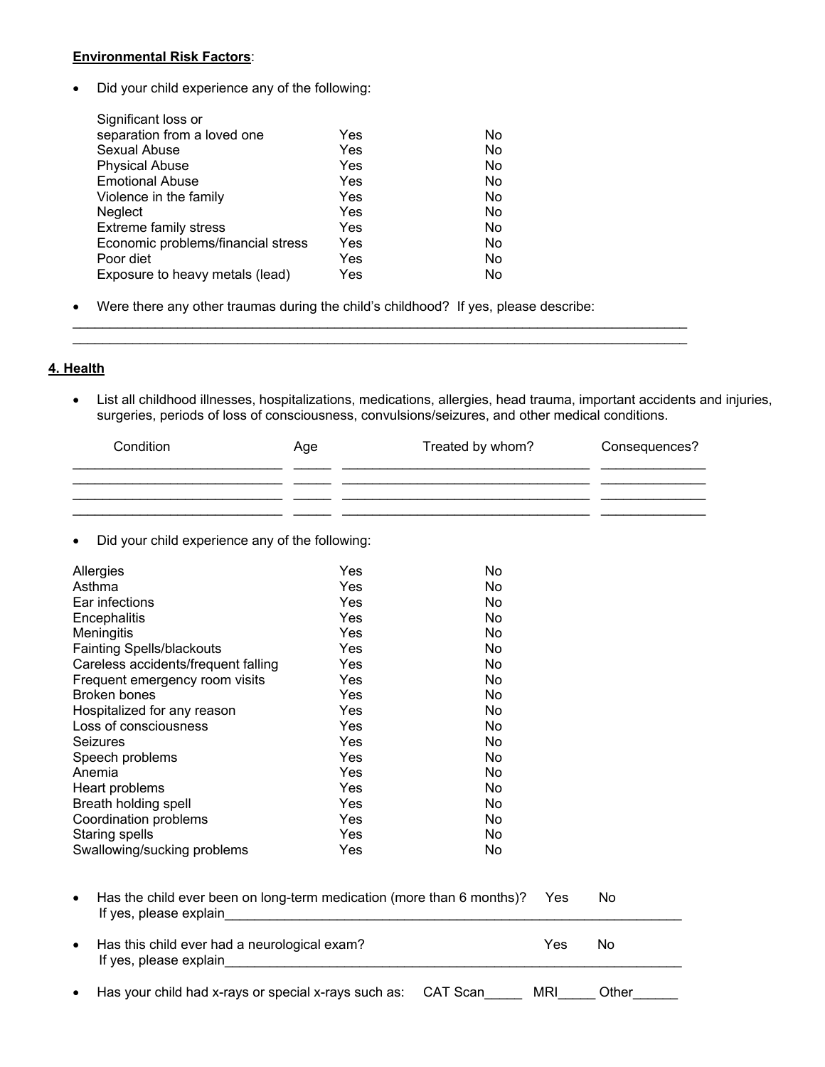**Environmental Risk Factors**:

- Did your child experience any of the following:

| | | |
|---|---|---|
| Significant loss or separation from a loved one | Yes | No |
| Sexual Abuse | Yes | No |
| Physical Abuse | Yes | No |
| Emotional Abuse | Yes | No |
| Violence in the family | Yes | No |
| Neglect | Yes | No |
| Extreme family stress | Yes | No |
| Economic problems/financial stress | Yes | No |
| Poor diet | Yes | No |
| Exposure to heavy metals (lead) | Yes | No |

- Were there any other traumas during the child's childhood? If yes, please describe:

______________________________________________________________________________________
______________________________________________________________________________________

## 4. Health

- List all childhood illnesses, hospitalizations, medications, allergies, head trauma, important accidents and injuries, surgeries, periods of loss of consciousness, convulsions/seizures, and other medical conditions.

| Condition | Age | Treated by whom? | Consequences? |
|---|---|---|---|
| ___________________________ | _____ | _________________________________ | ______________ |
| ___________________________ | _____ | _________________________________ | ______________ |
| ___________________________ | _____ | _________________________________ | ______________ |
| ___________________________ | _____ | _________________________________ | ______________ |

- Did your child experience any of the following:

| | | |
|---|---|---|
| Allergies | Yes | No |
| Asthma | Yes | No |
| Ear infections | Yes | No |
| Encephalitis | Yes | No |
| Meningitis | Yes | No |
| Fainting Spells/blackouts | Yes | No |
| Careless accidents/frequent falling | Yes | No |
| Frequent emergency room visits | Yes | No |
| Broken bones | Yes | No |
| Hospitalized for any reason | Yes | No |
| Loss of consciousness | Yes | No |
| Seizures | Yes | No |
| Speech problems | Yes | No |
| Anemia | Yes | No |
| Heart problems | Yes | No |
| Breath holding spell | Yes | No |
| Coordination problems | Yes | No |
| Staring spells | Yes | No |
| Swallowing/sucking problems | Yes | No |

- Has the child ever been on long-term medication (more than 6 months)? Yes No
  If yes, please explain_________________________________________________________________

- Has this child ever had a neurological exam? Yes No
  If yes, please explain_________________________________________________________________

- Has your child had x-rays or special x-rays such as: CAT Scan_____ MRI_____ Other______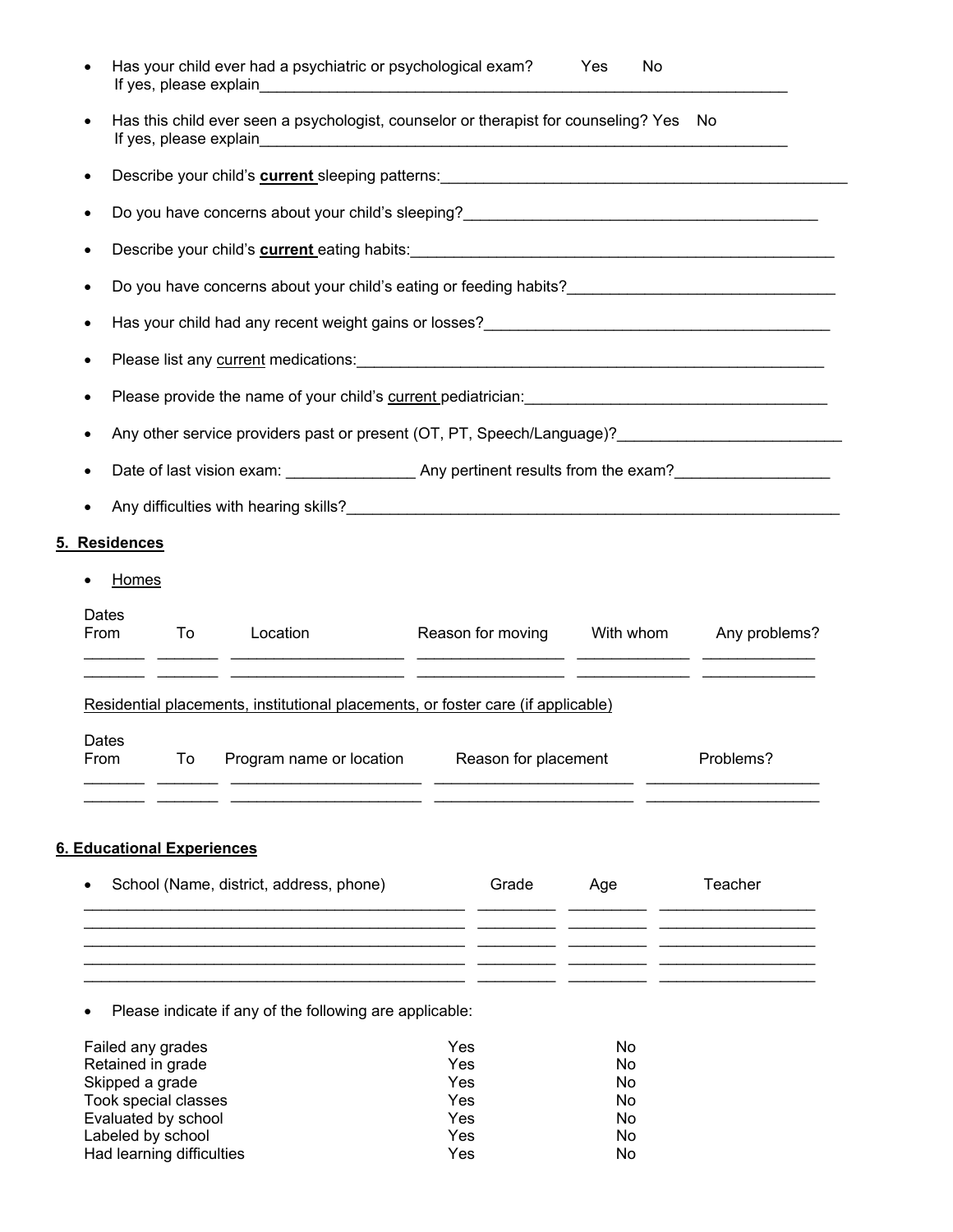- Has your child ever had a psychiatric or psychological exam? Yes No
  If yes, please explain_______________________________________________________________
- Has this child ever seen a psychologist, counselor or therapist for counseling? Yes No
  If yes, please explain_______________________________________________________________
- Describe your child's **current** sleeping patterns:_______________________________________________
- Do you have concerns about your child's sleeping?__________________________________________
- Describe your child's **current** eating habits:_________________________________________________
- Do you have concerns about your child's eating or feeding habits?______________________________
- Has your child had any recent weight gains or losses?_______________________________________
- Please list any current medications:_____________________________________________________
- Please provide the name of your child's current pediatrician:___________________________________
- Any other service providers past or present (OT, PT, Speech/Language)?_________________________
- Date of last vision exam: _______________ Any pertinent results from the exam?_________________
- Any difficulties with hearing skills?_______________________________________________________

## 5. Residences

- Homes

| Dates From | To | Location | Reason for moving | With whom | Any problems? |
|---|---|---|---|---|---|
| | | | | | |
| | | | | | |

Residential placements, institutional placements, or foster care (if applicable)

| Dates From | To | Program name or location | Reason for placement | Problems? |
|---|---|---|---|---|
| | | | | |
| | | | | |

## 6. Educational Experiences

| School (Name, district, address, phone) | Grade | Age | Teacher |
|---|---|---|---|
| | | | |
| | | | |
| | | | |
| | | | |
| | | | |

- Please indicate if any of the following are applicable:

| | | |
|---|---|---|
| Failed any grades | Yes | No |
| Retained in grade | Yes | No |
| Skipped a grade | Yes | No |
| Took special classes | Yes | No |
| Evaluated by school | Yes | No |
| Labeled by school | Yes | No |
| Had learning difficulties | Yes | No |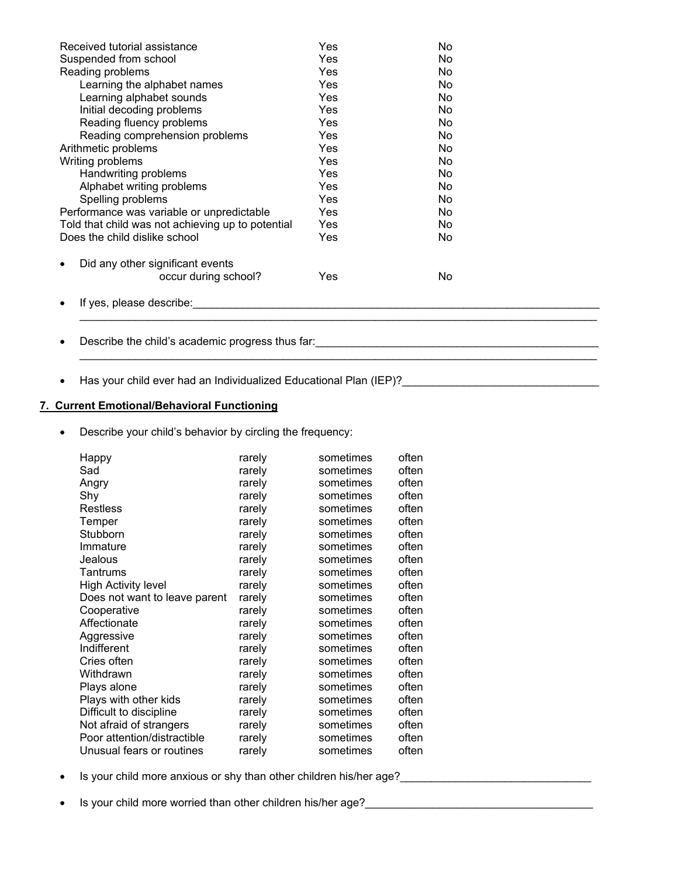| | | |
|---|---|---|
| Received tutorial assistance | Yes | No |
| Suspended from school | Yes | No |
| Reading problems | Yes | No |
| Learning the alphabet names | Yes | No |
| Learning alphabet sounds | Yes | No |
| Initial decoding problems | Yes | No |
| Reading fluency problems | Yes | No |
| Reading comprehension problems | Yes | No |
| Arithmetic problems | Yes | No |
| Writing problems | Yes | No |
| Handwriting problems | Yes | No |
| Alphabet writing problems | Yes | No |
| Spelling problems | Yes | No |
| Performance was variable or unpredictable | Yes | No |
| Told that child was not achieving up to potential | Yes | No |
| Does the child dislike school | Yes | No |

- Did any other significant events occur during school? Yes No

- If yes, please describe:______________________________________________________________________
  ________________________________________________________________________________________

- Describe the child's academic progress thus far:_______________________________________________
  ________________________________________________________________________________________

- Has your child ever had an Individualized Educational Plan (IEP)?________________________________

## 7. Current Emotional/Behavioral Functioning

- Describe your child's behavior by circling the frequency:

| | | | |
|---|---|---|---|
| Happy | rarely | sometimes | often |
| Sad | rarely | sometimes | often |
| Angry | rarely | sometimes | often |
| Shy | rarely | sometimes | often |
| Restless | rarely | sometimes | often |
| Temper | rarely | sometimes | often |
| Stubborn | rarely | sometimes | often |
| Immature | rarely | sometimes | often |
| Jealous | rarely | sometimes | often |
| Tantrums | rarely | sometimes | often |
| High Activity level | rarely | sometimes | often |
| Does not want to leave parent | rarely | sometimes | often |
| Cooperative | rarely | sometimes | often |
| Affectionate | rarely | sometimes | often |
| Aggressive | rarely | sometimes | often |
| Indifferent | rarely | sometimes | often |
| Cries often | rarely | sometimes | often |
| Withdrawn | rarely | sometimes | often |
| Plays alone | rarely | sometimes | often |
| Plays with other kids | rarely | sometimes | often |
| Difficult to discipline | rarely | sometimes | often |
| Not afraid of strangers | rarely | sometimes | often |
| Poor attention/distractible | rarely | sometimes | often |
| Unusual fears or routines | rarely | sometimes | often |

- Is your child more anxious or shy than other children his/her age?_______________________________

- Is your child more worried than other children his/her age?____________________________________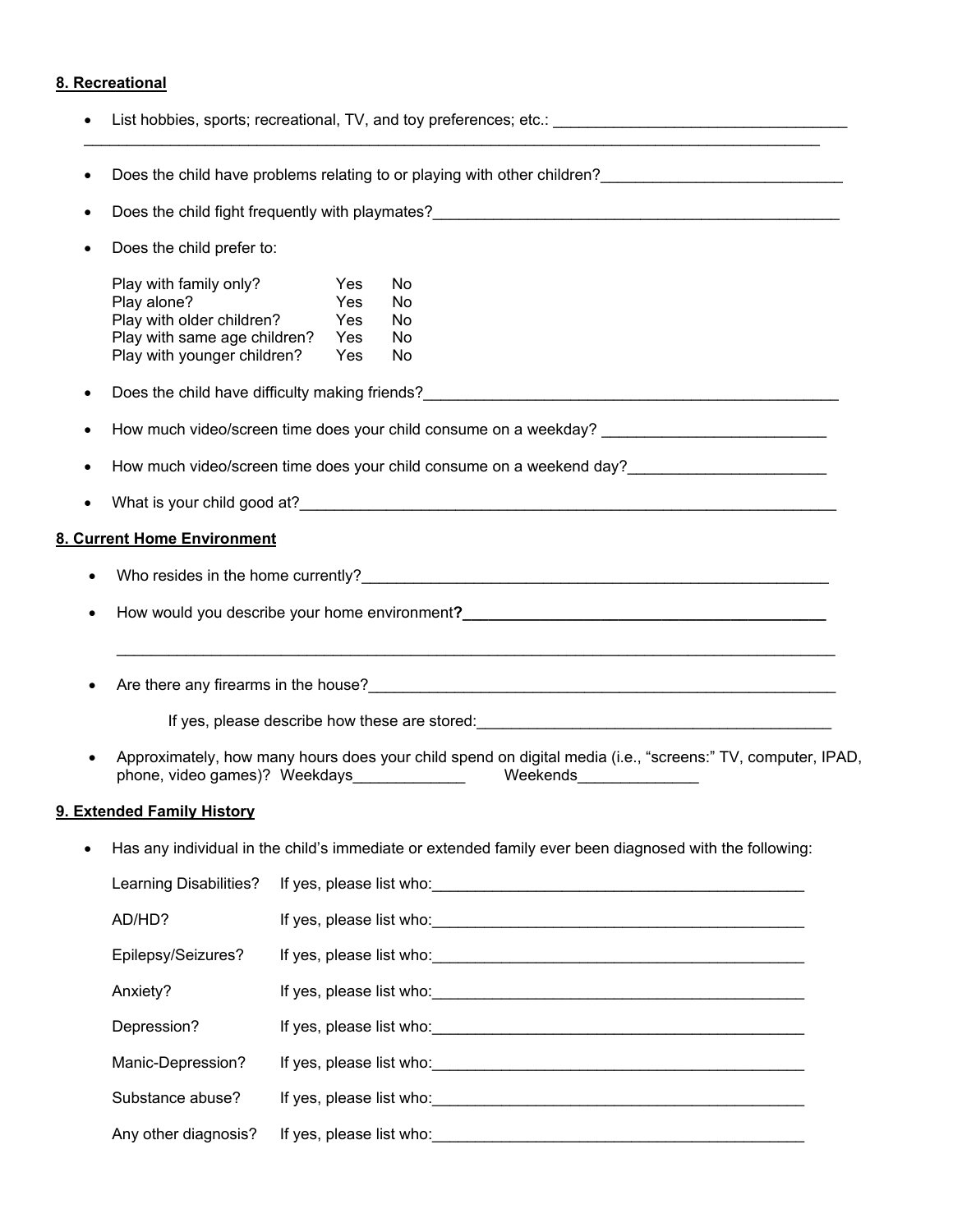#### 8. Recreational

- List hobbies, sports; recreational, TV, and toy preferences; etc.: ___________________________________
_____________________________________________________________________________________________
- Does the child have problems relating to or playing with other children?____________________________
- Does the child fight frequently with playmates?_________________________________________________
- Does the child prefer to:

| | | |
|---|---|---|
| Play with family only? | Yes | No |
| Play alone? | Yes | No |
| Play with older children? | Yes | No |
| Play with same age children? | Yes | No |
| Play with younger children? | Yes | No |

- Does the child have difficulty making friends?_________________________________________________
- How much video/screen time does your child consume on a weekday? __________________________
- How much video/screen time does your child consume on a weekend day?_______________________
- What is your child good at?________________________________________________________________

#### 8. Current Home Environment

- Who resides in the home currently?_______________________________________________________
- How would you describe your home environment**?**___________________________________________
_____________________________________________________________________________________
- Are there any firearms in the house?_____________________________________________________
  If yes, please describe how these are stored:__________________________________________
- Approximately, how many hours does your child spend on digital media (i.e., "screens:" TV, computer, IPAD, phone, video games)? Weekdays_____________ Weekends______________

#### 9. Extended Family History

- Has any individual in the child's immediate or extended family ever been diagnosed with the following:

| | |
|---|---|
| Learning Disabilities? | If yes, please list who:____________________________________________ |
| AD/HD? | If yes, please list who:____________________________________________ |
| Epilepsy/Seizures? | If yes, please list who:____________________________________________ |
| Anxiety? | If yes, please list who:____________________________________________ |
| Depression? | If yes, please list who:____________________________________________ |
| Manic-Depression? | If yes, please list who:____________________________________________ |
| Substance abuse? | If yes, please list who:____________________________________________ |
| Any other diagnosis? | If yes, please list who:____________________________________________ |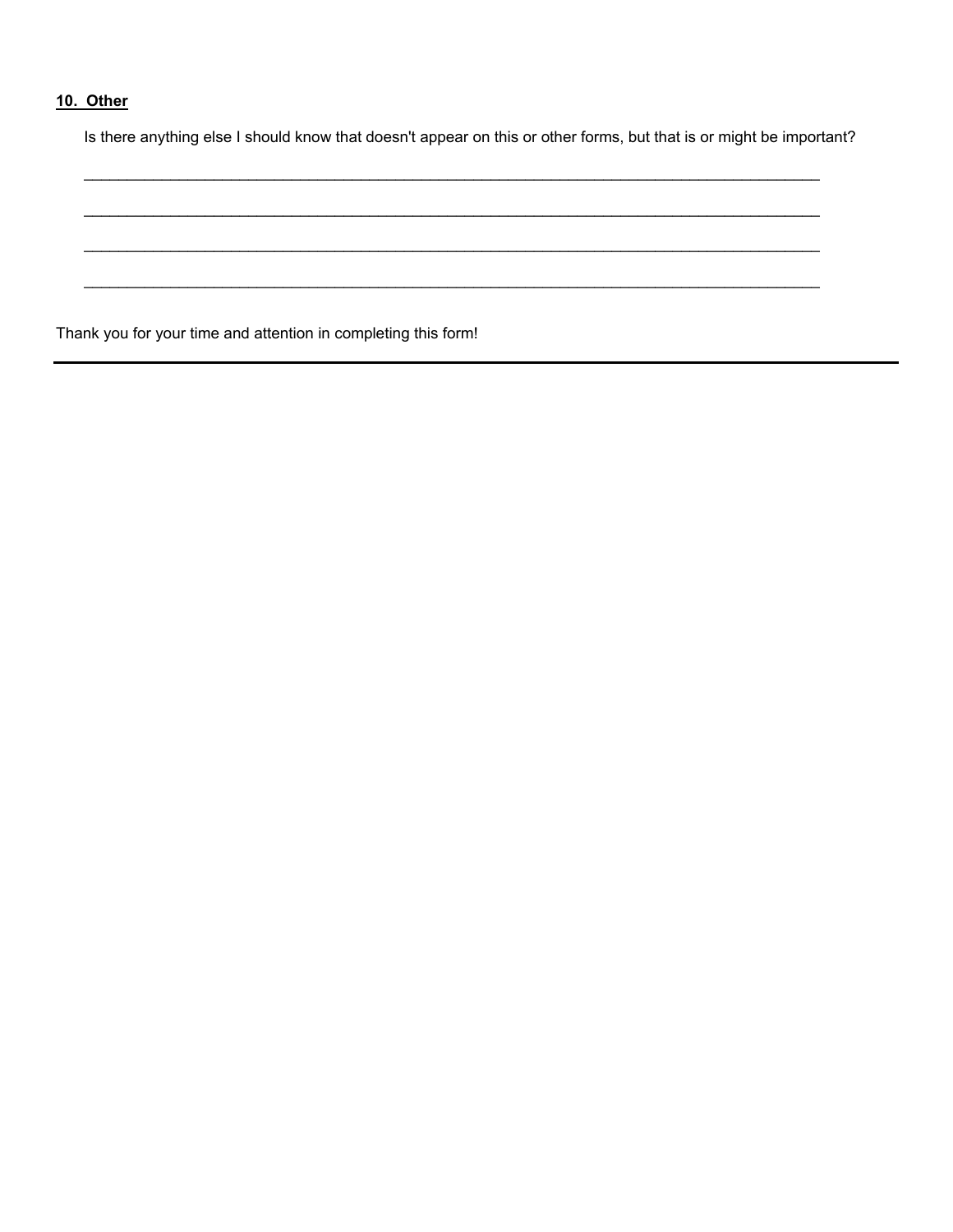**10. Other**

Is there anything else I should know that doesn't appear on this or other forms, but that is or might be important?

_______________________________________________________________________________________

_______________________________________________________________________________________

_______________________________________________________________________________________

_______________________________________________________________________________________

Thank you for your time and attention in completing this form!

---